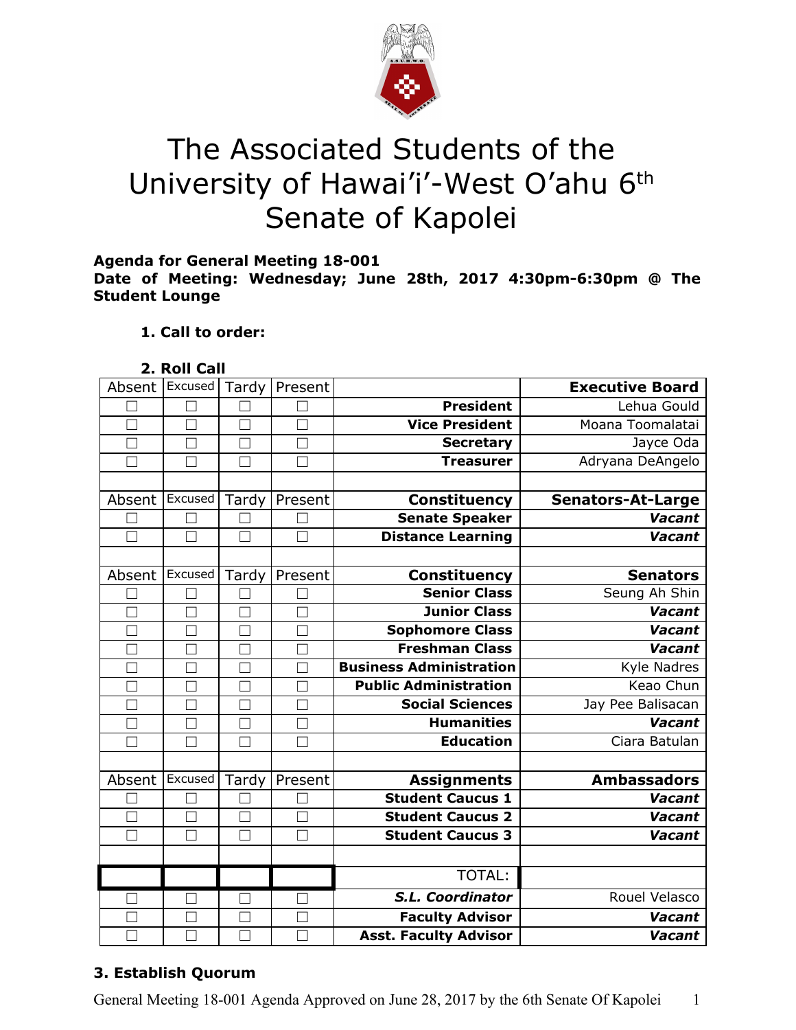# The Associated Students of the University of Hawai'i-West O'ahu 6th Senate of Kapolei

**Agenda for General Meeting 18-001**
**Date of Meeting: Wednesday; June 28th, 2017 4:30pm-6:30pm @ The Student Lounge**

**1. Call to order:**

**2. Roll Call**

| Absent | Excused | Tardy | Present | | Executive Board |
|---|---|---|---|---|---|
| ☐ | ☐ | ☐ | ☐ | **President** | Lehua Gould |
| ☐ | ☐ | ☐ | ☐ | **Vice President** | Moana Toomalatai |
| ☐ | ☐ | ☐ | ☐ | **Secretary** | Jayce Oda |
| ☐ | ☐ | ☐ | ☐ | **Treasurer** | Adryana DeAngelo |
| | | | | | |
| Absent | Excused | Tardy | Present | **Constituency** | **Senators-At-Large** |
| ☐ | ☐ | ☐ | ☐ | **Senate Speaker** | ***Vacant*** |
| ☐ | ☐ | ☐ | ☐ | **Distance Learning** | ***Vacant*** |
| | | | | | |
| Absent | Excused | Tardy | Present | **Constituency** | **Senators** |
| ☐ | ☐ | ☐ | ☐ | **Senior Class** | Seung Ah Shin |
| ☐ | ☐ | ☐ | ☐ | **Junior Class** | ***Vacant*** |
| ☐ | ☐ | ☐ | ☐ | **Sophomore Class** | ***Vacant*** |
| ☐ | ☐ | ☐ | ☐ | **Freshman Class** | ***Vacant*** |
| ☐ | ☐ | ☐ | ☐ | **Business Administration** | Kyle Nadres |
| ☐ | ☐ | ☐ | ☐ | **Public Administration** | Keao Chun |
| ☐ | ☐ | ☐ | ☐ | **Social Sciences** | Jay Pee Balisacan |
| ☐ | ☐ | ☐ | ☐ | **Humanities** | ***Vacant*** |
| ☐ | ☐ | ☐ | ☐ | **Education** | Ciara Batulan |
| | | | | | |
| Absent | Excused | Tardy | Present | **Assignments** | **Ambassadors** |
| ☐ | ☐ | ☐ | ☐ | **Student Caucus 1** | ***Vacant*** |
| ☐ | ☐ | ☐ | ☐ | **Student Caucus 2** | ***Vacant*** |
| ☐ | ☐ | ☐ | ☐ | **Student Caucus 3** | ***Vacant*** |
| | | | | | |
| | | | | TOTAL: | |
| ☐ | ☐ | ☐ | ☐ | ***S.L. Coordinator*** | Rouel Velasco |
| ☐ | ☐ | ☐ | ☐ | **Faculty Advisor** | ***Vacant*** |
| ☐ | ☐ | ☐ | ☐ | **Asst. Faculty Advisor** | ***Vacant*** |

**3. Establish Quorum**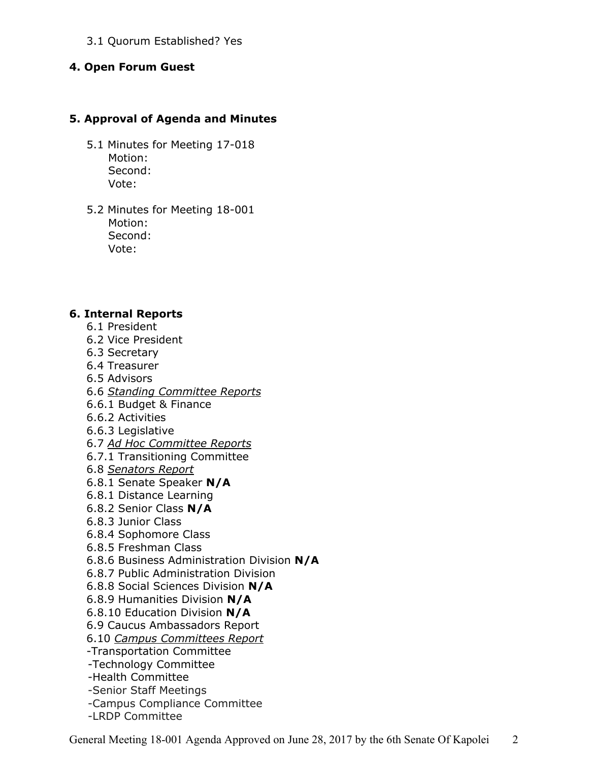3.1 Quorum Established? Yes

**4. Open Forum Guest**

**5. Approval of Agenda and Minutes**

5.1 Minutes for Meeting 17-018
Motion:
Second:
Vote:

5.2 Minutes for Meeting 18-001
Motion:
Second:
Vote:

**6. Internal Reports**

6.1 President
6.2 Vice President
6.3 Secretary
6.4 Treasurer
6.5 Advisors
6.6 *Standing Committee Reports*
6.6.1 Budget & Finance
6.6.2 Activities
6.6.3 Legislative
6.7 *Ad Hoc Committee Reports*
6.7.1 Transitioning Committee
6.8 *Senators Report*
6.8.1 Senate Speaker **N/A**
6.8.1 Distance Learning
6.8.2 Senior Class **N/A**
6.8.3 Junior Class
6.8.4 Sophomore Class
6.8.5 Freshman Class
6.8.6 Business Administration Division **N/A**
6.8.7 Public Administration Division
6.8.8 Social Sciences Division **N/A**
6.8.9 Humanities Division **N/A**
6.8.10 Education Division **N/A**
6.9 Caucus Ambassadors Report
6.10 *Campus Committees Report*
-Transportation Committee
-Technology Committee
-Health Committee
-Senior Staff Meetings
-Campus Compliance Committee
-LRDP Committee

General Meeting 18-001 Agenda Approved on June 28, 2017 by the 6th Senate Of Kapolei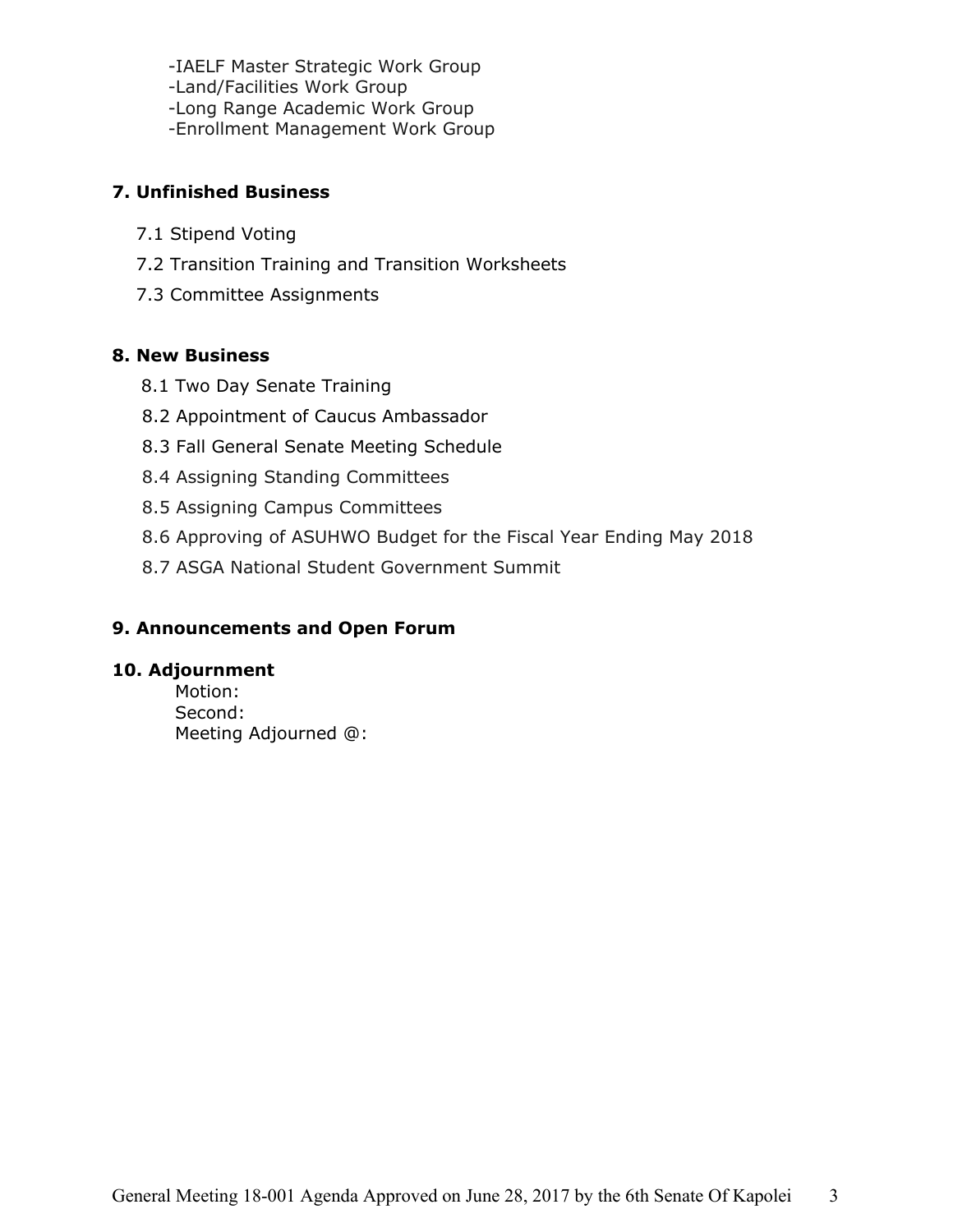-IAELF Master Strategic Work Group
-Land/Facilities Work Group
-Long Range Academic Work Group
-Enrollment Management Work Group

**7. Unfinished Business**

7.1 Stipend Voting

7.2 Transition Training and Transition Worksheets

7.3 Committee Assignments

**8. New Business**

8.1 Two Day Senate Training

8.2 Appointment of Caucus Ambassador

8.3 Fall General Senate Meeting Schedule

8.4 Assigning Standing Committees

8.5 Assigning Campus Committees

8.6 Approving of ASUHWO Budget for the Fiscal Year Ending May 2018

8.7 ASGA National Student Government Summit

**9. Announcements and Open Forum**

**10. Adjournment**

Motion:
Second:
Meeting Adjourned @:

General Meeting 18-001 Agenda Approved on June 28, 2017 by the 6th Senate Of Kapolei